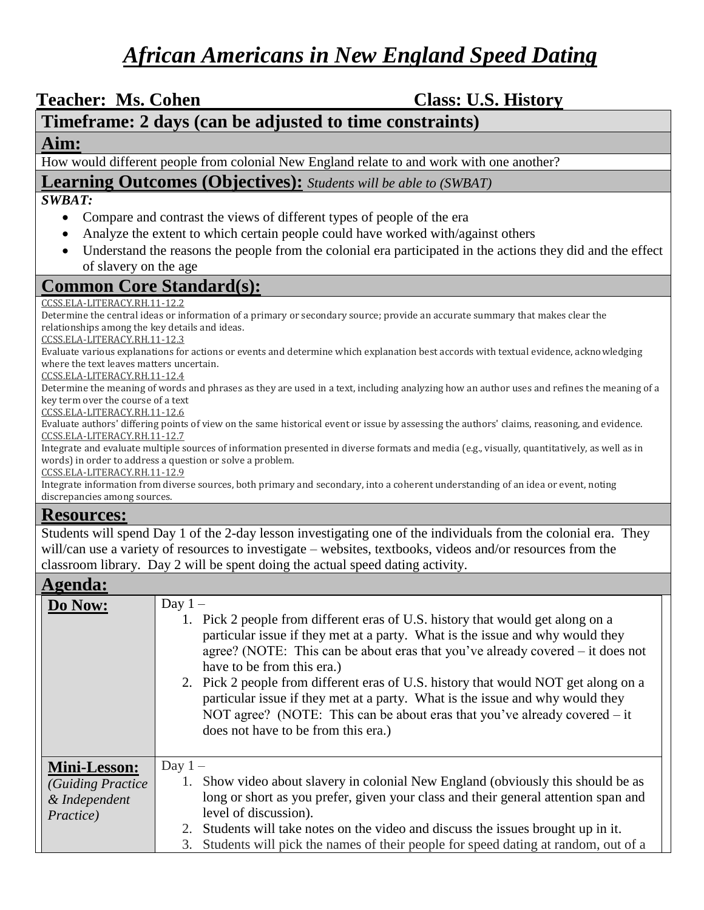# *African Americans in New England Speed Dating*

**Teacher: Ms. Cohen** **Class: U.S. History**

## Timeframe: 2 days (can be adjusted to time constraints)

## Aim:

How would different people from colonial New England relate to and work with one another?

## Learning Outcomes (Objectives): *Students will be able to (SWBAT)*

***SWBAT:***

- Compare and contrast the views of different types of people of the era
- Analyze the extent to which certain people could have worked with/against others
- Understand the reasons the people from the colonial era participated in the actions they did and the effect of slavery on the age

## Common Core Standard(s):

CCSS.ELA-LITERACY.RH.11-12.2
Determine the central ideas or information of a primary or secondary source; provide an accurate summary that makes clear the relationships among the key details and ideas.
CCSS.ELA-LITERACY.RH.11-12.3
Evaluate various explanations for actions or events and determine which explanation best accords with textual evidence, acknowledging where the text leaves matters uncertain.
CCSS.ELA-LITERACY.RH.11-12.4
Determine the meaning of words and phrases as they are used in a text, including analyzing how an author uses and refines the meaning of a key term over the course of a text
CCSS.ELA-LITERACY.RH.11-12.6
Evaluate authors' differing points of view on the same historical event or issue by assessing the authors' claims, reasoning, and evidence.
CCSS.ELA-LITERACY.RH.11-12.7
Integrate and evaluate multiple sources of information presented in diverse formats and media (e.g., visually, quantitatively, as well as in words) in order to address a question or solve a problem.
CCSS.ELA-LITERACY.RH.11-12.9
Integrate information from diverse sources, both primary and secondary, into a coherent understanding of an idea or event, noting discrepancies among sources.

## Resources:

Students will spend Day 1 of the 2-day lesson investigating one of the individuals from the colonial era. They will/can use a variety of resources to investigate – websites, textbooks, videos and/or resources from the classroom library. Day 2 will be spent doing the actual speed dating activity.

## Agenda:

| | |
|---|---|
| **Do Now:** | Day 1 – <br>1. Pick 2 people from different eras of U.S. history that would get along on a particular issue if they met at a party. What is the issue and why would they agree? (NOTE: This can be about eras that you've already covered – it does not have to be from this era.)<br>2. Pick 2 people from different eras of U.S. history that would NOT get along on a particular issue if they met at a party. What is the issue and why would they NOT agree? (NOTE: This can be about eras that you've already covered – it does not have to be from this era.) |
| **Mini-Lesson:** *(Guiding Practice & Independent Practice)* | Day 1 – <br>1. Show video about slavery in colonial New England (obviously this should be as long or short as you prefer, given your class and their general attention span and level of discussion).<br>2. Students will take notes on the video and discuss the issues brought up in it.<br>3. Students will pick the names of their people for speed dating at random, out of a |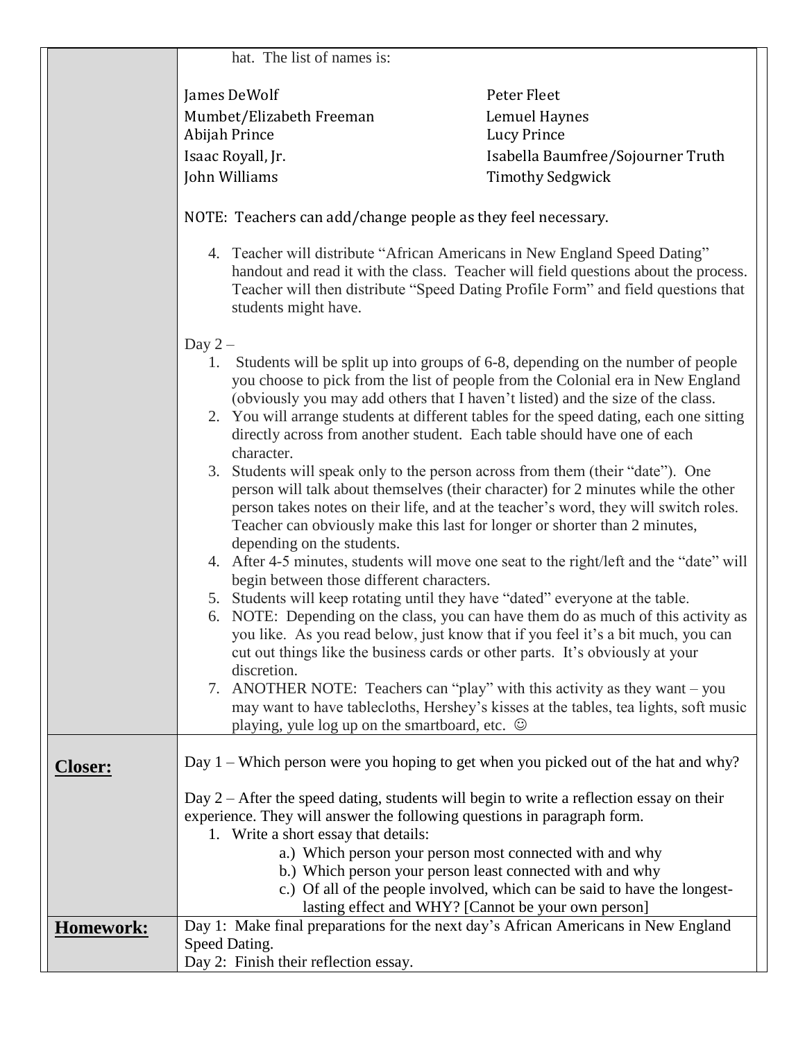| | |
|---|---|
| | hat. The list of names is:<br><br>James DeWolf<br>Mumbet/Elizabeth Freeman<br>Abijah Prince<br>Isaac Royall, Jr.<br>John Williams<br>Peter Fleet<br>Lemuel Haynes<br>Lucy Prince<br>Isabella Baumfree/Sojourner Truth<br>Timothy Sedgwick<br><br>NOTE: Teachers can add/change people as they feel necessary.<br><br>4. Teacher will distribute "African Americans in New England Speed Dating" handout and read it with the class. Teacher will field questions about the process. Teacher will then distribute "Speed Dating Profile Form" and field questions that students might have.<br><br>Day 2 –<br>1. Students will be split up into groups of 6-8, depending on the number of people you choose to pick from the list of people from the Colonial era in New England (obviously you may add others that I haven't listed) and the size of the class.<br>2. You will arrange students at different tables for the speed dating, each one sitting directly across from another student. Each table should have one of each character.<br>3. Students will speak only to the person across from them (their "date"). One person will talk about themselves (their character) for 2 minutes while the other person takes notes on their life, and at the teacher's word, they will switch roles. Teacher can obviously make this last for longer or shorter than 2 minutes, depending on the students.<br>4. After 4-5 minutes, students will move one seat to the right/left and the "date" will begin between those different characters.<br>5. Students will keep rotating until they have "dated" everyone at the table.<br>6. NOTE: Depending on the class, you can have them do as much of this activity as you like. As you read below, just know that if you feel it's a bit much, you can cut out things like the business cards or other parts. It's obviously at your discretion.<br>7. ANOTHER NOTE: Teachers can "play" with this activity as they want – you may want to have tablecloths, Hershey's kisses at the tables, tea lights, soft music playing, yule log up on the smartboard, etc. ☺ |
| **Closer:** | Day 1 – Which person were you hoping to get when you picked out of the hat and why?<br><br>Day 2 – After the speed dating, students will begin to write a reflection essay on their experience. They will answer the following questions in paragraph form.<br>1. Write a short essay that details:<br>a.) Which person your person most connected with and why<br>b.) Which person your person least connected with and why<br>c.) Of all of the people involved, which can be said to have the longest-lasting effect and WHY? [Cannot be your own person] |
| **Homework:** | Day 1: Make final preparations for the next day's African Americans in New England Speed Dating.<br>Day 2: Finish their reflection essay. |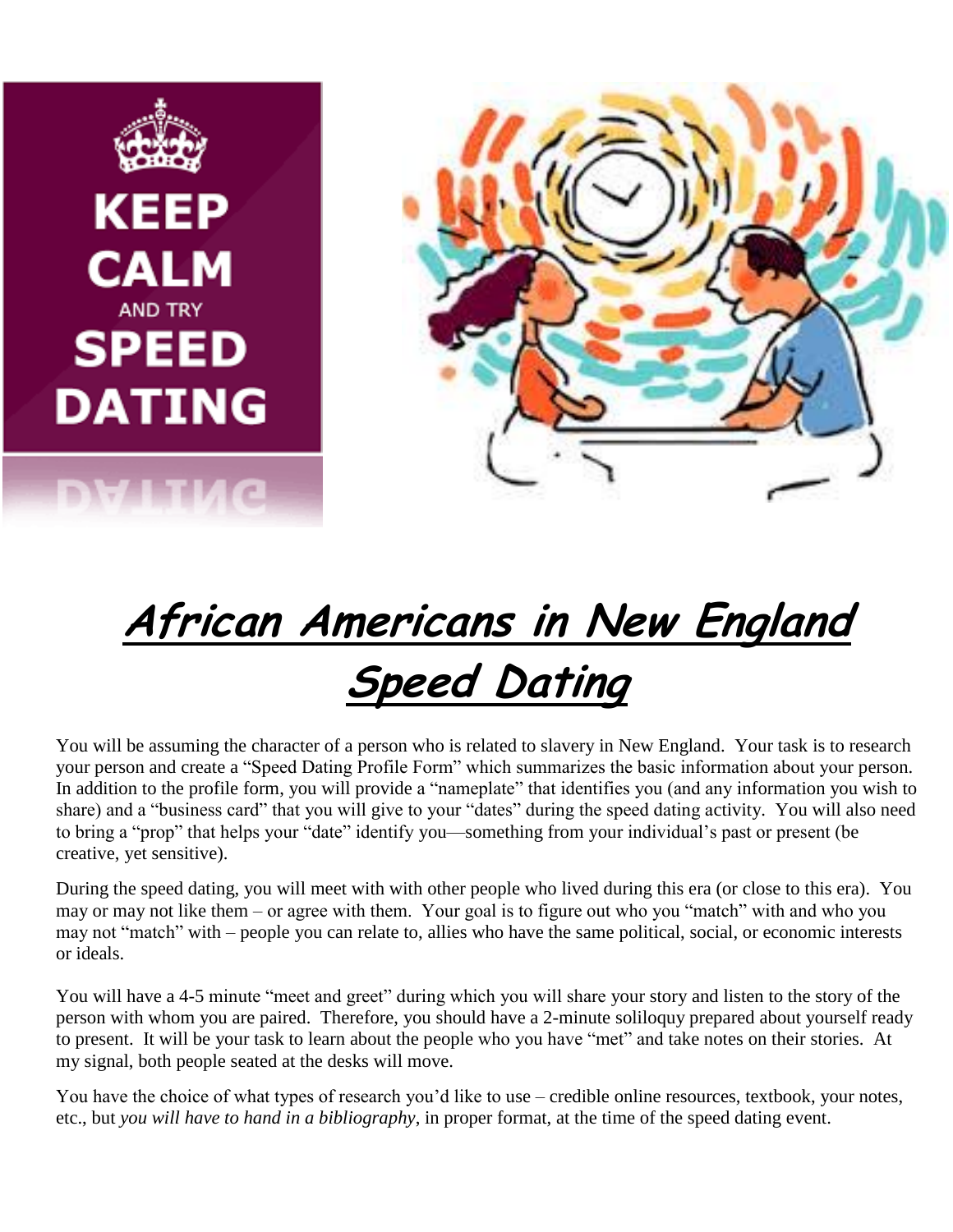# African Americans in New England Speed Dating

You will be assuming the character of a person who is related to slavery in New England. Your task is to research your person and create a "Speed Dating Profile Form" which summarizes the basic information about your person. In addition to the profile form, you will provide a "nameplate" that identifies you (and any information you wish to share) and a "business card" that you will give to your "dates" during the speed dating activity. You will also need to bring a "prop" that helps your "date" identify you—something from your individual's past or present (be creative, yet sensitive).

During the speed dating, you will meet with with other people who lived during this era (or close to this era). You may or may not like them – or agree with them. Your goal is to figure out who you "match" with and who you may not "match" with – people you can relate to, allies who have the same political, social, or economic interests or ideals.

You will have a 4-5 minute "meet and greet" during which you will share your story and listen to the story of the person with whom you are paired. Therefore, you should have a 2-minute soliloquy prepared about yourself ready to present. It will be your task to learn about the people who you have "met" and take notes on their stories. At my signal, both people seated at the desks will move.

You have the choice of what types of research you'd like to use – credible online resources, textbook, your notes, etc., but *you will have to hand in a bibliography*, in proper format, at the time of the speed dating event.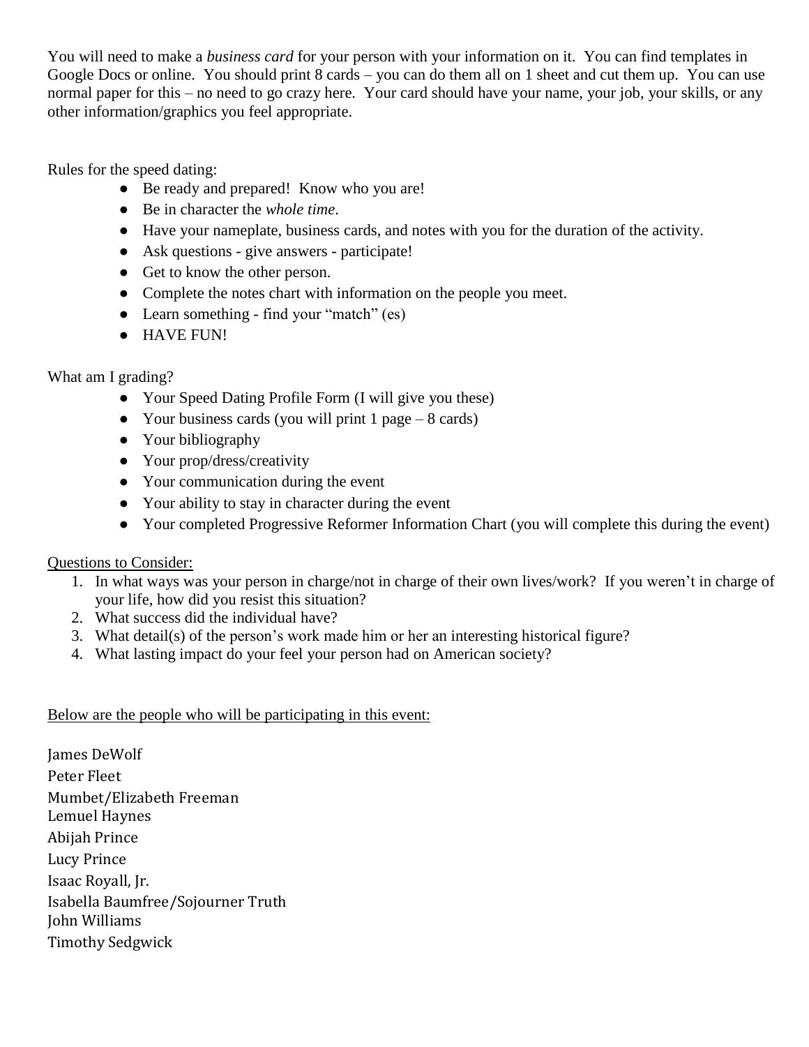You will need to make a *business card* for your person with your information on it. You can find templates in Google Docs or online. You should print 8 cards – you can do them all on 1 sheet and cut them up. You can use normal paper for this – no need to go crazy here. Your card should have your name, your job, your skills, or any other information/graphics you feel appropriate.

Rules for the speed dating:

- Be ready and prepared! Know who you are!
- Be in character the *whole time*.
- Have your nameplate, business cards, and notes with you for the duration of the activity.
- Ask questions - give answers - participate!
- Get to know the other person.
- Complete the notes chart with information on the people you meet.
- Learn something - find your "match" (es)
- HAVE FUN!

What am I grading?

- Your Speed Dating Profile Form (I will give you these)
- Your business cards (you will print 1 page – 8 cards)
- Your bibliography
- Your prop/dress/creativity
- Your communication during the event
- Your ability to stay in character during the event
- Your completed Progressive Reformer Information Chart (you will complete this during the event)

<u>Questions to Consider:</u>

1. In what ways was your person in charge/not in charge of their own lives/work? If you weren't in charge of your life, how did you resist this situation?
2. What success did the individual have?
3. What detail(s) of the person's work made him or her an interesting historical figure?
4. What lasting impact do your feel your person had on American society?

<u>Below are the people who will be participating in this event:</u>

James DeWolf
Peter Fleet
Mumbet/Elizabeth Freeman
Lemuel Haynes
Abijah Prince
Lucy Prince
Isaac Royall, Jr.
Isabella Baumfree/Sojourner Truth
John Williams
Timothy Sedgwick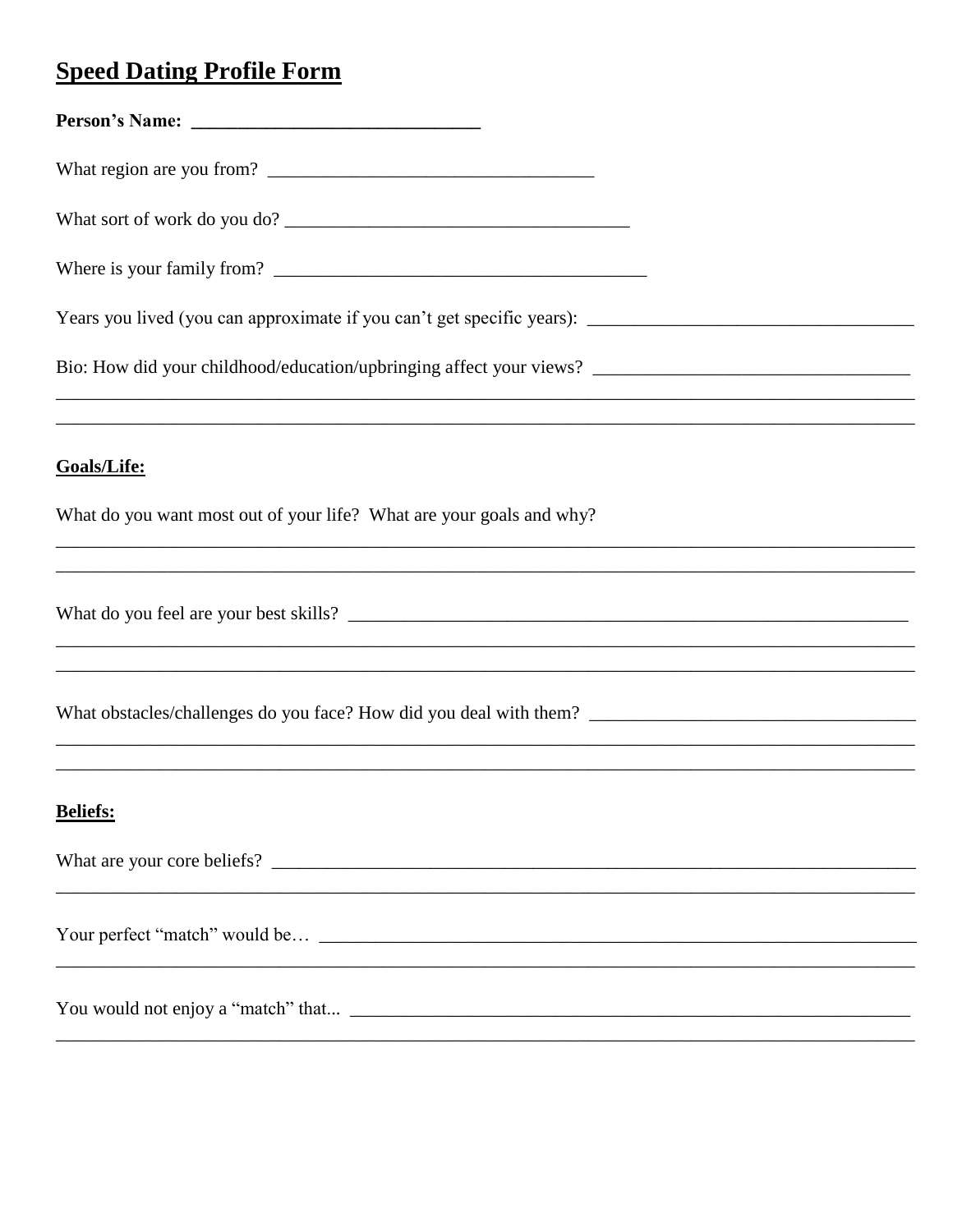# Speed Dating Profile Form

**Person's Name: ______________________________**

What region are you from? __________________________________

What sort of work do you do? ____________________________________

Where is your family from? ________________________________________

Years you lived (you can approximate if you can't get specific years): __________________________________

Bio: How did your childhood/education/upbringing affect your views? _________________________________

______________________________________________________________________________________

______________________________________________________________________________________

## Goals/Life:

What do you want most out of your life? What are your goals and why?

______________________________________________________________________________________

______________________________________________________________________________________

What do you feel are your best skills? _____________________________________________________________

______________________________________________________________________________________

______________________________________________________________________________________

What obstacles/challenges do you face? How did you deal with them? __________________________________

______________________________________________________________________________________

______________________________________________________________________________________

## Beliefs:

What are your core beliefs? ______________________________________________________________________

______________________________________________________________________________________

Your perfect "match" would be… _________________________________________________________________

______________________________________________________________________________________

You would not enjoy a "match" that... _____________________________________________________________

______________________________________________________________________________________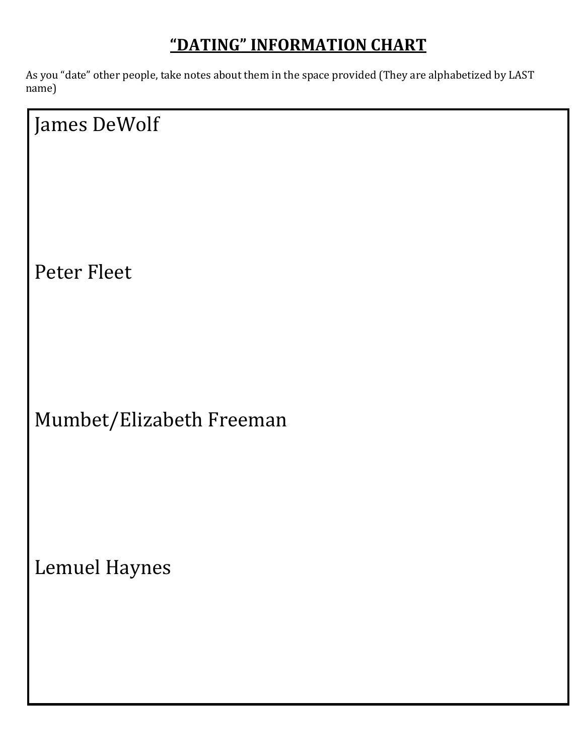# "DATING" INFORMATION CHART

As you "date" other people, take notes about them in the space provided (They are alphabetized by LAST name)

James DeWolf

Peter Fleet

Mumbet/Elizabeth Freeman

Lemuel Haynes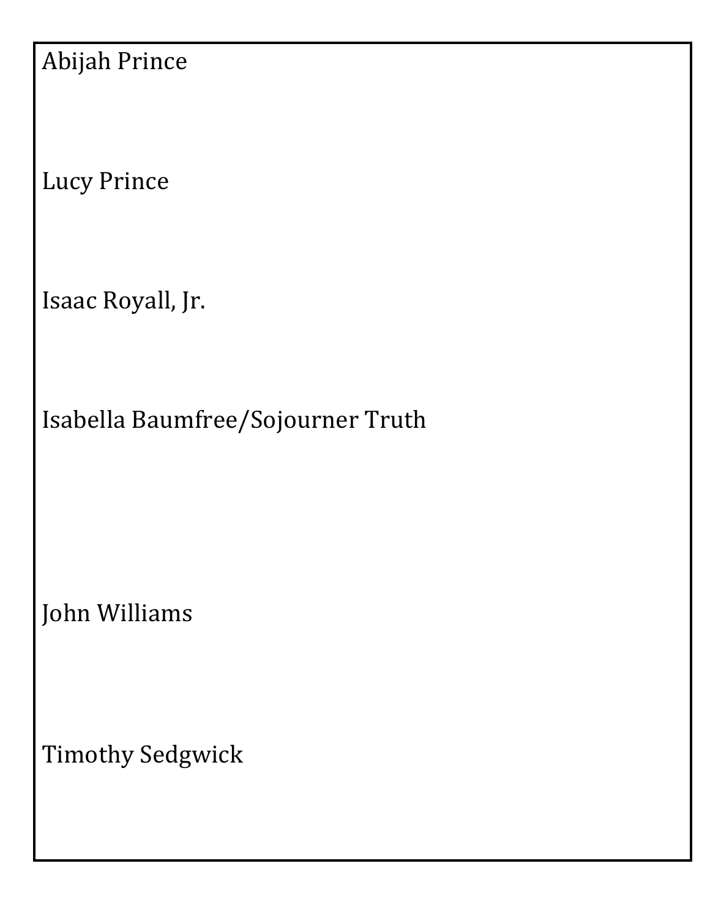Abijah Prince

Lucy Prince

Isaac Royall, Jr.

Isabella Baumfree/Sojourner Truth

John Williams

Timothy Sedgwick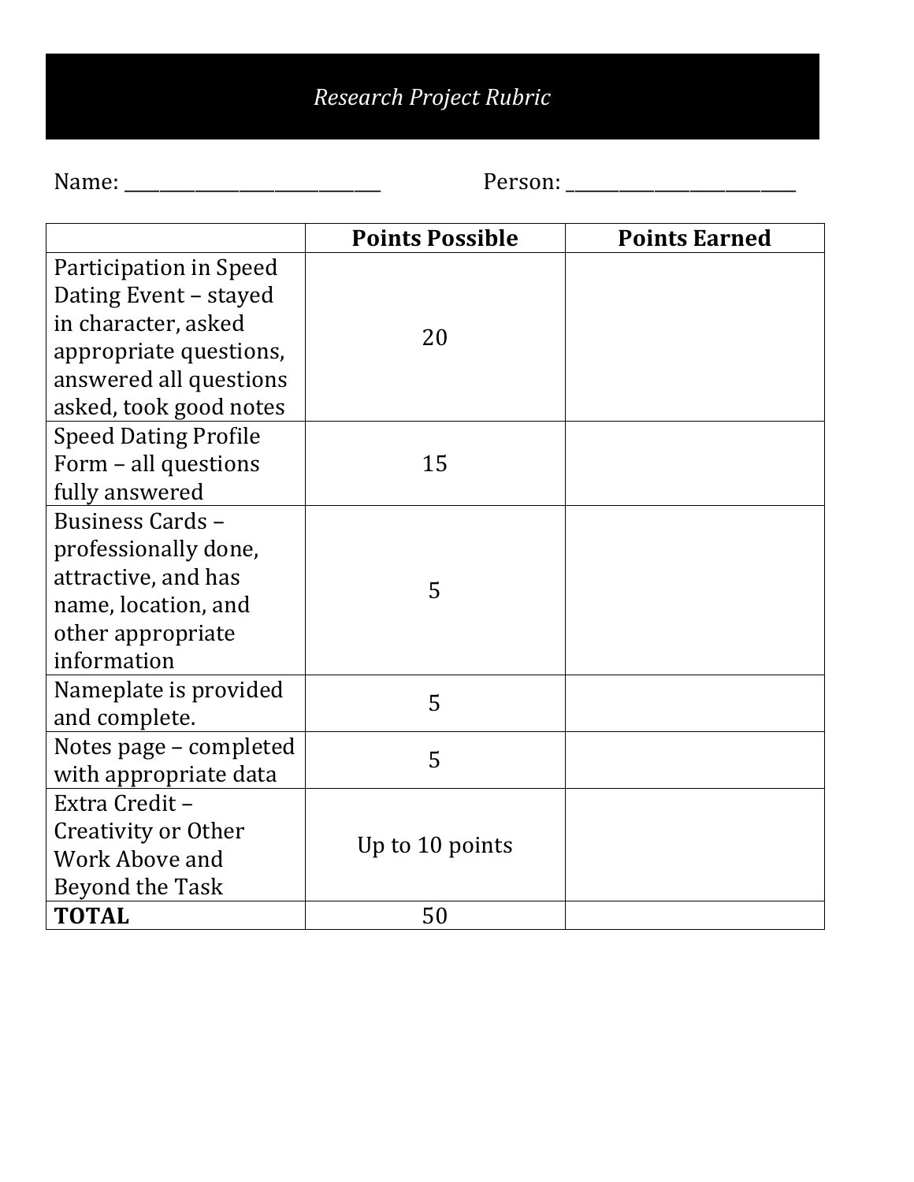# *Research Project Rubric*

Name: ___________________________ Person: ________________________

| | Points Possible | Points Earned |
|---|---|---|
| Participation in Speed Dating Event – stayed in character, asked appropriate questions, answered all questions asked, took good notes | 20 | |
| Speed Dating Profile Form – all questions fully answered | 15 | |
| Business Cards – professionally done, attractive, and has name, location, and other appropriate information | 5 | |
| Nameplate is provided and complete. | 5 | |
| Notes page – completed with appropriate data | 5 | |
| Extra Credit – Creativity or Other Work Above and Beyond the Task | Up to 10 points | |
| **TOTAL** | 50 | |